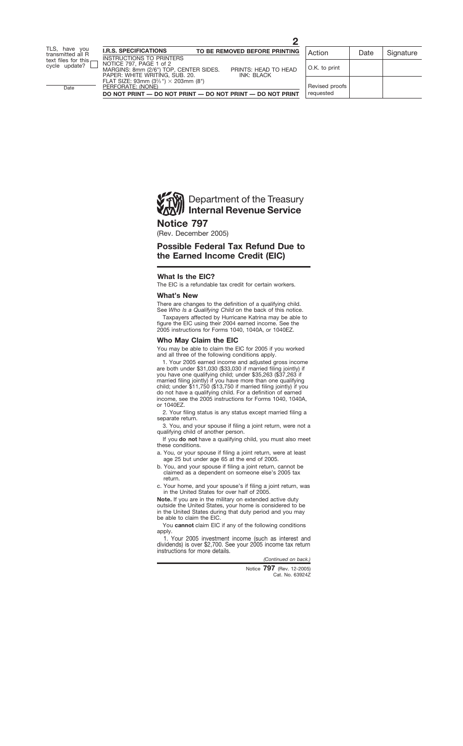TLS, have you transmitted all R text files for this cycle update? ☐

Date

**I.R.S. SPECIFICATIONS** **TO BE REMOVED BEFORE PRINTING**

INSTRUCTIONS TO PRINTERS
NOTICE 797, PAGE 1 of 2
MARGINS: 8mm (2/6") TOP, CENTER SIDES. PRINTS: HEAD TO HEAD
PAPER: WHITE WRITING, SUB. 20. INK: BLACK
FLAT SIZE: 93mm (3⅔") × 203mm (8")
PERFORATE: (NONE)

**DO NOT PRINT — DO NOT PRINT — DO NOT PRINT — DO NOT PRINT**

| Action | Date | Signature |
|---|---|---|
| O.K. to print | | |
| Revised proofs requested | | |

Department of the Treasury
**Internal Revenue Service**

# Notice 797

(Rev. December 2005)

## Possible Federal Tax Refund Due to the Earned Income Credit (EIC)

### What Is the EIC?

The EIC is a refundable tax credit for certain workers.

### What's New

There are changes to the definition of a qualifying child. See *Who Is a Qualifying Child* on the back of this notice.

Taxpayers affected by Hurricane Katrina may be able to figure the EIC using their 2004 earned income. See the 2005 instructions for Forms 1040, 1040A, or 1040EZ.

### Who May Claim the EIC

You may be able to claim the EIC for 2005 if you worked and all three of the following conditions apply.

1. Your 2005 earned income and adjusted gross income are both under $31,030 ($33,030 if married filing jointly) if you have one qualifying child; under $35,263 ($37,263 if married filing jointly) if you have more than one qualifying child; under $11,750 ($13,750 if married filing jointly) if you do not have a qualifying child. For a definition of earned income, see the 2005 instructions for Forms 1040, 1040A, or 1040EZ.

2. Your filing status is any status except married filing a separate return.

3. You, and your spouse if filing a joint return, were not a qualifying child of another person.

If you **do not** have a qualifying child, you must also meet these conditions.

a. You, or your spouse if filing a joint return, were at least age 25 but under age 65 at the end of 2005.

b. You, and your spouse if filing a joint return, cannot be claimed as a dependent on someone else's 2005 tax return.

c. Your home, and your spouse's if filing a joint return, was in the United States for over half of 2005.

**Note.** If you are in the military on extended active duty outside the United States, your home is considered to be in the United States during that duty period and you may be able to claim the EIC.

You **cannot** claim EIC if any of the following conditions apply.

1. Your 2005 investment income (such as interest and dividends) is over $2,700. See your 2005 income tax return instructions for more details.

*(Continued on back.)*

Notice **797** (Rev. 12-2005)
Cat. No. 63924Z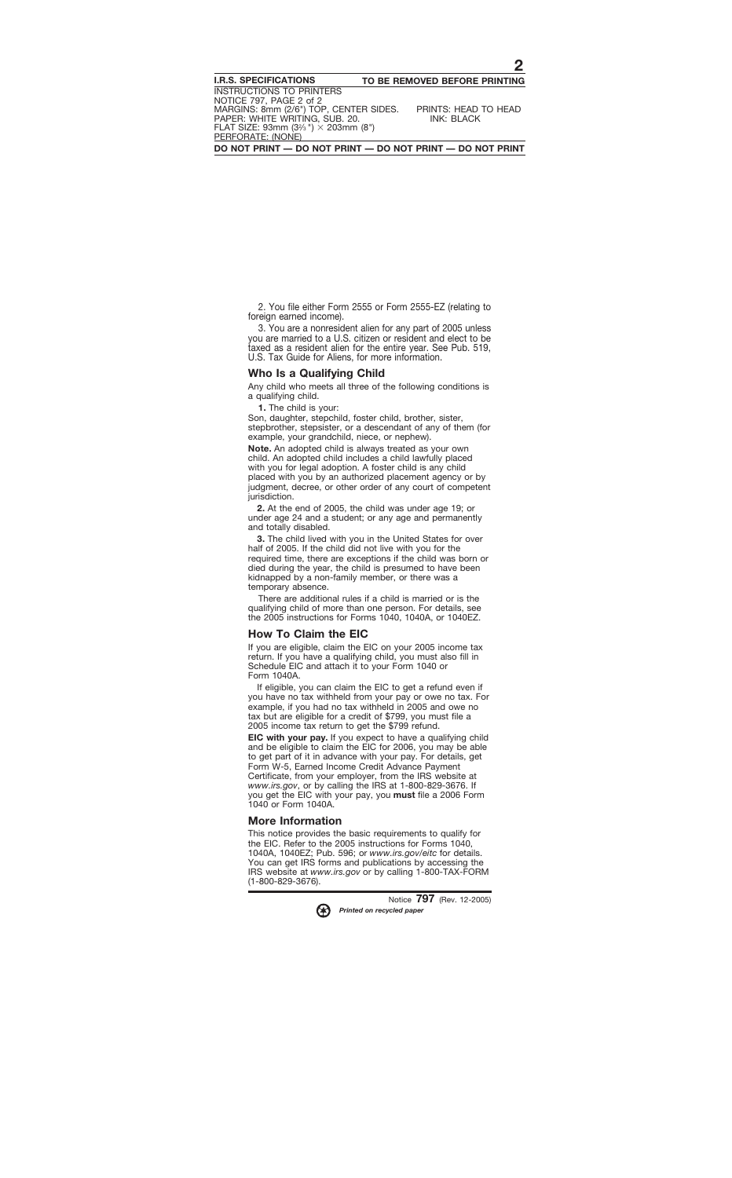**I.R.S. SPECIFICATIONS** **TO BE REMOVED BEFORE PRINTING**

INSTRUCTIONS TO PRINTERS
NOTICE 797, PAGE 2 of 2
MARGINS: 8mm (2/6") TOP, CENTER SIDES. PRINTS: HEAD TO HEAD
PAPER: WHITE WRITING, SUB. 20. INK: BLACK
FLAT SIZE: 93mm (3⅔") × 203mm (8")
PERFORATE: (NONE)

**DO NOT PRINT — DO NOT PRINT — DO NOT PRINT — DO NOT PRINT**

2. You file either Form 2555 or Form 2555-EZ (relating to foreign earned income).

3. You are a nonresident alien for any part of 2005 unless you are married to a U.S. citizen or resident and elect to be taxed as a resident alien for the entire year. See Pub. 519, U.S. Tax Guide for Aliens, for more information.

## Who Is a Qualifying Child

Any child who meets all three of the following conditions is a qualifying child.

**1.** The child is your:

Son, daughter, stepchild, foster child, brother, sister, stepbrother, stepsister, or a descendant of any of them (for example, your grandchild, niece, or nephew).

**Note.** An adopted child is always treated as your own child. An adopted child includes a child lawfully placed with you for legal adoption. A foster child is any child placed with you by an authorized placement agency or by judgment, decree, or other order of any court of competent jurisdiction.

**2.** At the end of 2005, the child was under age 19; or under age 24 and a student; or any age and permanently and totally disabled.

**3.** The child lived with you in the United States for over half of 2005. If the child did not live with you for the required time, there are exceptions if the child was born or died during the year, the child is presumed to have been kidnapped by a non-family member, or there was a temporary absence.

There are additional rules if a child is married or is the qualifying child of more than one person. For details, see the 2005 instructions for Forms 1040, 1040A, or 1040EZ.

## How To Claim the EIC

If you are eligible, claim the EIC on your 2005 income tax return. If you have a qualifying child, you must also fill in Schedule EIC and attach it to your Form 1040 or Form 1040A.

If eligible, you can claim the EIC to get a refund even if you have no tax withheld from your pay or owe no tax. For example, if you had no tax withheld in 2005 and owe no tax but are eligible for a credit of $799, you must file a 2005 income tax return to get the $799 refund.

**EIC with your pay.** If you expect to have a qualifying child and be eligible to claim the EIC for 2006, you may be able to get part of it in advance with your pay. For details, get Form W-5, Earned Income Credit Advance Payment Certificate, from your employer, from the IRS website at *www.irs.gov*, or by calling the IRS at 1-800-829-3676. If you get the EIC with your pay, you **must** file a 2006 Form 1040 or Form 1040A.

## More Information

This notice provides the basic requirements to qualify for the EIC. Refer to the 2005 instructions for Forms 1040, 1040A, 1040EZ; Pub. 596; or *www.irs.gov/eitc* for details. You can get IRS forms and publications by accessing the IRS website at *www.irs.gov* or by calling 1-800-TAX-FORM (1-800-829-3676).

Notice **797** (Rev. 12-2005)

*Printed on recycled paper*